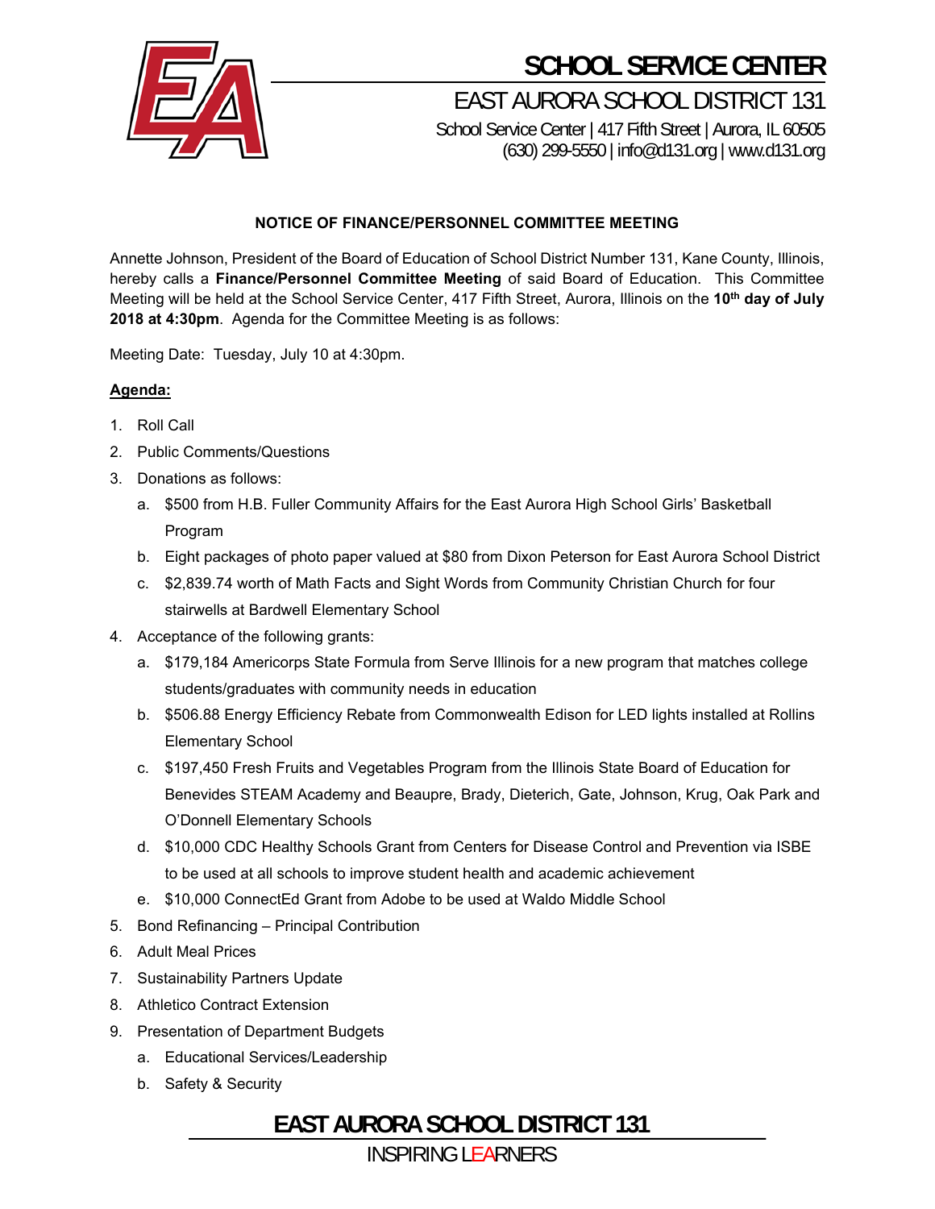# SCHOOL SERVICE CENTER

## EAST AURORA SCHOOL DISTRICT 131

School Service Center | 417 Fifth Street | Aurora, IL 60505
(630) 299-5550 | info@d131.org | www.d131.org

**NOTICE OF FINANCE/PERSONNEL COMMITTEE MEETING**

Annette Johnson, President of the Board of Education of School District Number 131, Kane County, Illinois, hereby calls a **Finance/Personnel Committee Meeting** of said Board of Education. This Committee Meeting will be held at the School Service Center, 417 Fifth Street, Aurora, Illinois on the **10th day of July 2018 at 4:30pm**. Agenda for the Committee Meeting is as follows:

Meeting Date: Tuesday, July 10 at 4:30pm.

**Agenda:**

1. Roll Call
2. Public Comments/Questions
3. Donations as follows:
   a. $500 from H.B. Fuller Community Affairs for the East Aurora High School Girls' Basketball Program
   b. Eight packages of photo paper valued at $80 from Dixon Peterson for East Aurora School District
   c. $2,839.74 worth of Math Facts and Sight Words from Community Christian Church for four stairwells at Bardwell Elementary School
4. Acceptance of the following grants:
   a. $179,184 Americorps State Formula from Serve Illinois for a new program that matches college students/graduates with community needs in education
   b. $506.88 Energy Efficiency Rebate from Commonwealth Edison for LED lights installed at Rollins Elementary School
   c. $197,450 Fresh Fruits and Vegetables Program from the Illinois State Board of Education for Benevides STEAM Academy and Beaupre, Brady, Dieterich, Gate, Johnson, Krug, Oak Park and O'Donnell Elementary Schools
   d. $10,000 CDC Healthy Schools Grant from Centers for Disease Control and Prevention via ISBE to be used at all schools to improve student health and academic achievement
   e. $10,000 ConnectEd Grant from Adobe to be used at Waldo Middle School
5. Bond Refinancing – Principal Contribution
6. Adult Meal Prices
7. Sustainability Partners Update
8. Athletico Contract Extension
9. Presentation of Department Budgets
   a. Educational Services/Leadership
   b. Safety & Security

EAST AURORA SCHOOL DISTRICT 131
INSPIRING LEARNERS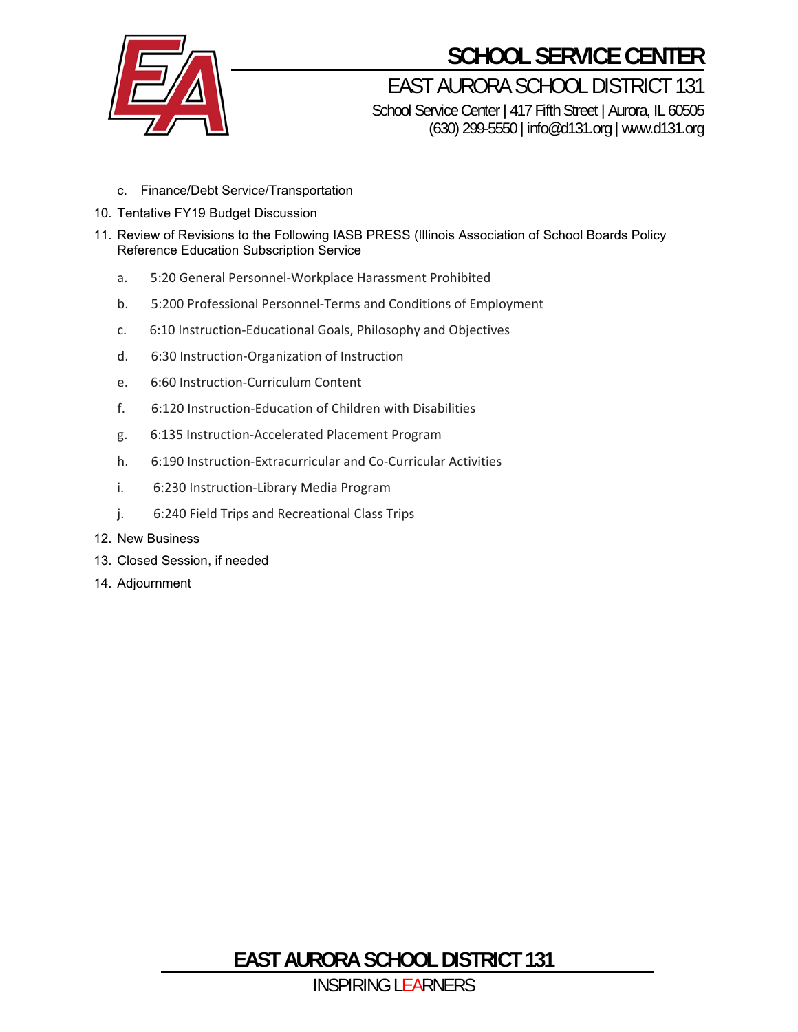c. Finance/Debt Service/Transportation

10. Tentative FY19 Budget Discussion
11. Review of Revisions to the Following IASB PRESS (Illinois Association of School Boards Policy Reference Education Subscription Service
    a. 5:20 General Personnel-Workplace Harassment Prohibited
    b. 5:200 Professional Personnel-Terms and Conditions of Employment
    c. 6:10 Instruction-Educational Goals, Philosophy and Objectives
    d. 6:30 Instruction-Organization of Instruction
    e. 6:60 Instruction-Curriculum Content
    f. 6:120 Instruction-Education of Children with Disabilities
    g. 6:135 Instruction-Accelerated Placement Program
    h. 6:190 Instruction-Extracurricular and Co-Curricular Activities
    i. 6:230 Instruction-Library Media Program
    j. 6:240 Field Trips and Recreational Class Trips
12. New Business
13. Closed Session, if needed
14. Adjournment